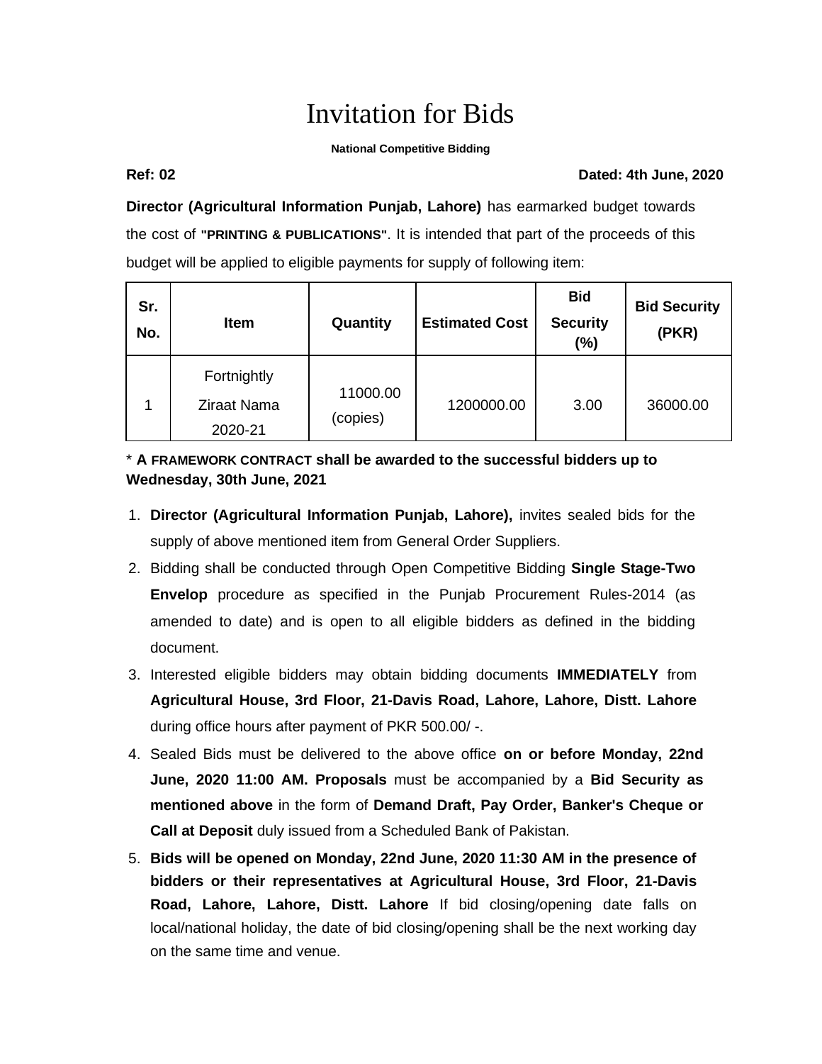# Invitation for Bids

**National Competitive Bidding**

**Ref: 02** **Dated: 4th June, 2020**

**Director (Agricultural Information Punjab, Lahore)** has earmarked budget towards the cost of **"PRINTING & PUBLICATIONS"**. It is intended that part of the proceeds of this budget will be applied to eligible payments for supply of following item:

| Sr. No. | Item | Quantity | Estimated Cost | Bid Security (%) | Bid Security (PKR) |
|---|---|---|---|---|---|
| 1 | Fortnightly Ziraat Nama 2020-21 | 11000.00 (copies) | 1200000.00 | 3.00 | 36000.00 |

\* **A FRAMEWORK CONTRACT shall be awarded to the successful bidders up to Wednesday, 30th June, 2021**

1. **Director (Agricultural Information Punjab, Lahore),** invites sealed bids for the supply of above mentioned item from General Order Suppliers.
2. Bidding shall be conducted through Open Competitive Bidding **Single Stage-Two Envelop** procedure as specified in the Punjab Procurement Rules-2014 (as amended to date) and is open to all eligible bidders as defined in the bidding document.
3. Interested eligible bidders may obtain bidding documents **IMMEDIATELY** from **Agricultural House, 3rd Floor, 21-Davis Road, Lahore, Lahore, Distt. Lahore** during office hours after payment of PKR 500.00/ -.
4. Sealed Bids must be delivered to the above office **on or before Monday, 22nd June, 2020 11:00 AM. Proposals** must be accompanied by a **Bid Security as mentioned above** in the form of **Demand Draft, Pay Order, Banker's Cheque or Call at Deposit** duly issued from a Scheduled Bank of Pakistan.
5. **Bids will be opened on Monday, 22nd June, 2020 11:30 AM in the presence of bidders or their representatives at Agricultural House, 3rd Floor, 21-Davis Road, Lahore, Lahore, Distt. Lahore** If bid closing/opening date falls on local/national holiday, the date of bid closing/opening shall be the next working day on the same time and venue.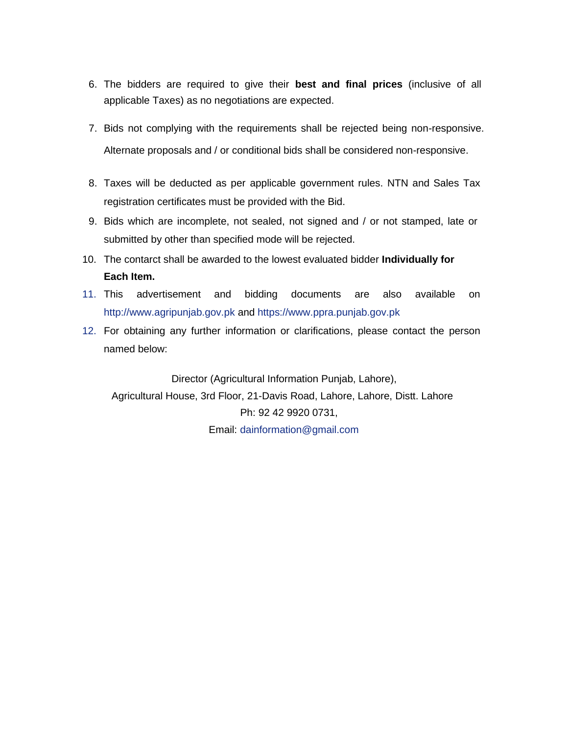6. The bidders are required to give their **best and final prices** (inclusive of all applicable Taxes) as no negotiations are expected.
7. Bids not complying with the requirements shall be rejected being non-responsive. Alternate proposals and / or conditional bids shall be considered non-responsive.
8. Taxes will be deducted as per applicable government rules. NTN and Sales Tax registration certificates must be provided with the Bid.
9. Bids which are incomplete, not sealed, not signed and / or not stamped, late or submitted by other than specified mode will be rejected.
10. The contarct shall be awarded to the lowest evaluated bidder **Individually for Each Item.**
11. This advertisement and bidding documents are also available on http://www.agripunjab.gov.pk and https://www.ppra.punjab.gov.pk
12. For obtaining any further information or clarifications, please contact the person named below:

Director (Agricultural Information Punjab, Lahore),
Agricultural House, 3rd Floor, 21-Davis Road, Lahore, Lahore, Distt. Lahore
Ph: 92 42 9920 0731,
Email: dainformation@gmail.com